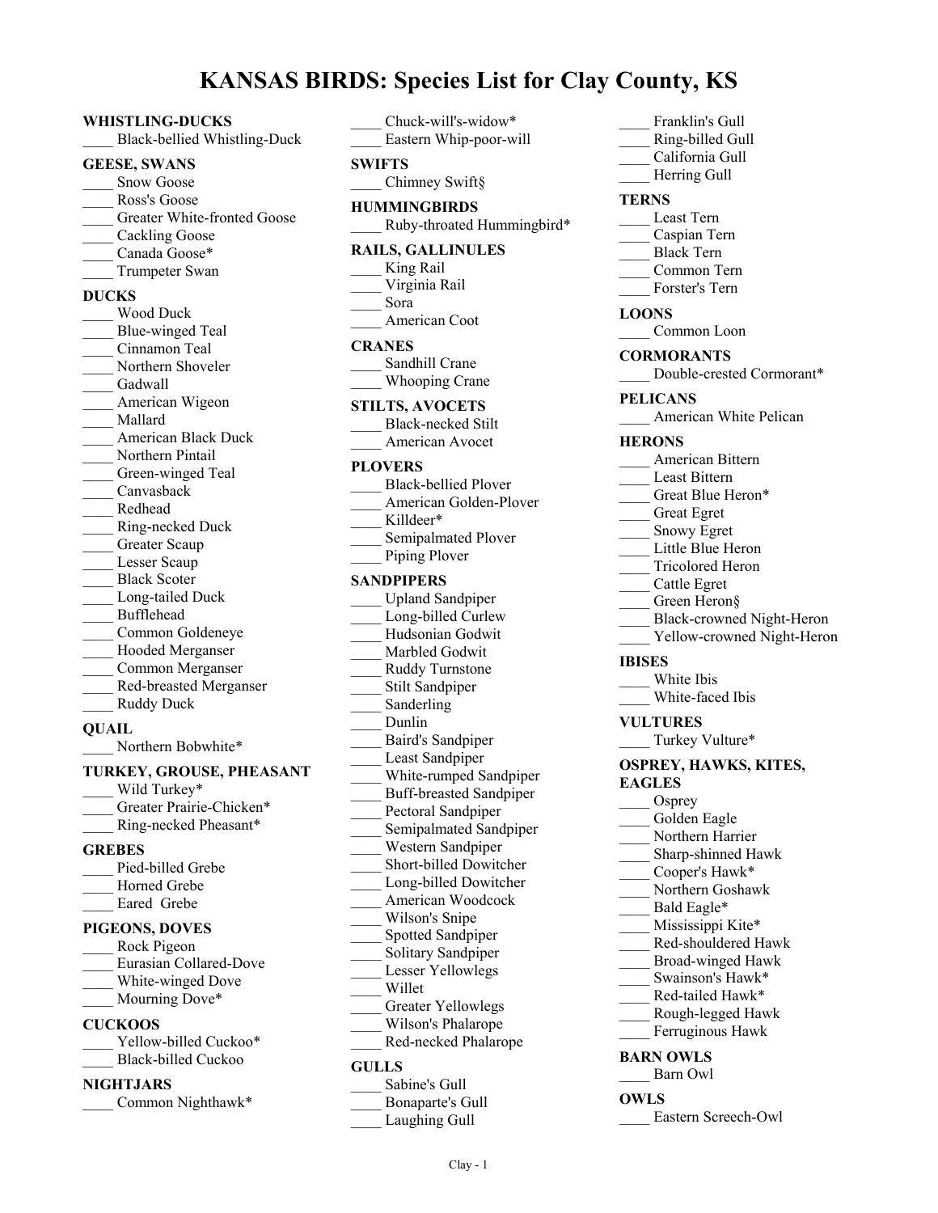# KANSAS BIRDS: Species List for Clay County, KS

**WHISTLING-DUCKS**
____ Black-bellied Whistling-Duck

**GEESE, SWANS**
____ Snow Goose
____ Ross's Goose
____ Greater White-fronted Goose
____ Cackling Goose
____ Canada Goose*
____ Trumpeter Swan

**DUCKS**
____ Wood Duck
____ Blue-winged Teal
____ Cinnamon Teal
____ Northern Shoveler
____ Gadwall
____ American Wigeon
____ Mallard
____ American Black Duck
____ Northern Pintail
____ Green-winged Teal
____ Canvasback
____ Redhead
____ Ring-necked Duck
____ Greater Scaup
____ Lesser Scaup
____ Black Scoter
____ Long-tailed Duck
____ Bufflehead
____ Common Goldeneye
____ Hooded Merganser
____ Common Merganser
____ Red-breasted Merganser
____ Ruddy Duck

**QUAIL**
____ Northern Bobwhite*

**TURKEY, GROUSE, PHEASANT**
____ Wild Turkey*
____ Greater Prairie-Chicken*
____ Ring-necked Pheasant*

**GREBES**
____ Pied-billed Grebe
____ Horned Grebe
____ Eared Grebe

**PIGEONS, DOVES**
____ Rock Pigeon
____ Eurasian Collared-Dove
____ White-winged Dove
____ Mourning Dove*

**CUCKOOS**
____ Yellow-billed Cuckoo*
____ Black-billed Cuckoo

**NIGHTJARS**
____ Common Nighthawk*
____ Chuck-will's-widow*
____ Eastern Whip-poor-will

**SWIFTS**
____ Chimney Swift§

**HUMMINGBIRDS**
____ Ruby-throated Hummingbird*

**RAILS, GALLINULES**
____ King Rail
____ Virginia Rail
____ Sora
____ American Coot

**CRANES**
____ Sandhill Crane
____ Whooping Crane

**STILTS, AVOCETS**
____ Black-necked Stilt
____ American Avocet

**PLOVERS**
____ Black-bellied Plover
____ American Golden-Plover
____ Killdeer*
____ Semipalmated Plover
____ Piping Plover

**SANDPIPERS**
____ Upland Sandpiper
____ Long-billed Curlew
____ Hudsonian Godwit
____ Marbled Godwit
____ Ruddy Turnstone
____ Stilt Sandpiper
____ Sanderling
____ Dunlin
____ Baird's Sandpiper
____ Least Sandpiper
____ White-rumped Sandpiper
____ Buff-breasted Sandpiper
____ Pectoral Sandpiper
____ Semipalmated Sandpiper
____ Western Sandpiper
____ Short-billed Dowitcher
____ Long-billed Dowitcher
____ American Woodcock
____ Wilson's Snipe
____ Spotted Sandpiper
____ Solitary Sandpiper
____ Lesser Yellowlegs
____ Willet
____ Greater Yellowlegs
____ Wilson's Phalarope
____ Red-necked Phalarope

**GULLS**
____ Sabine's Gull
____ Bonaparte's Gull
____ Laughing Gull
____ Franklin's Gull
____ Ring-billed Gull
____ California Gull
____ Herring Gull

**TERNS**
____ Least Tern
____ Caspian Tern
____ Black Tern
____ Common Tern
____ Forster's Tern

**LOONS**
____ Common Loon

**CORMORANTS**
____ Double-crested Cormorant*

**PELICANS**
____ American White Pelican

**HERONS**
____ American Bittern
____ Least Bittern
____ Great Blue Heron*
____ Great Egret
____ Snowy Egret
____ Little Blue Heron
____ Tricolored Heron
____ Cattle Egret
____ Green Heron§
____ Black-crowned Night-Heron
____ Yellow-crowned Night-Heron

**IBISES**
____ White Ibis
____ White-faced Ibis

**VULTURES**
____ Turkey Vulture*

**OSPREY, HAWKS, KITES, EAGLES**
____ Osprey
____ Golden Eagle
____ Northern Harrier
____ Sharp-shinned Hawk
____ Cooper's Hawk*
____ Northern Goshawk
____ Bald Eagle*
____ Mississippi Kite*
____ Red-shouldered Hawk
____ Broad-winged Hawk
____ Swainson's Hawk*
____ Red-tailed Hawk*
____ Rough-legged Hawk
____ Ferruginous Hawk

**BARN OWLS**
____ Barn Owl

**OWLS**
____ Eastern Screech-Owl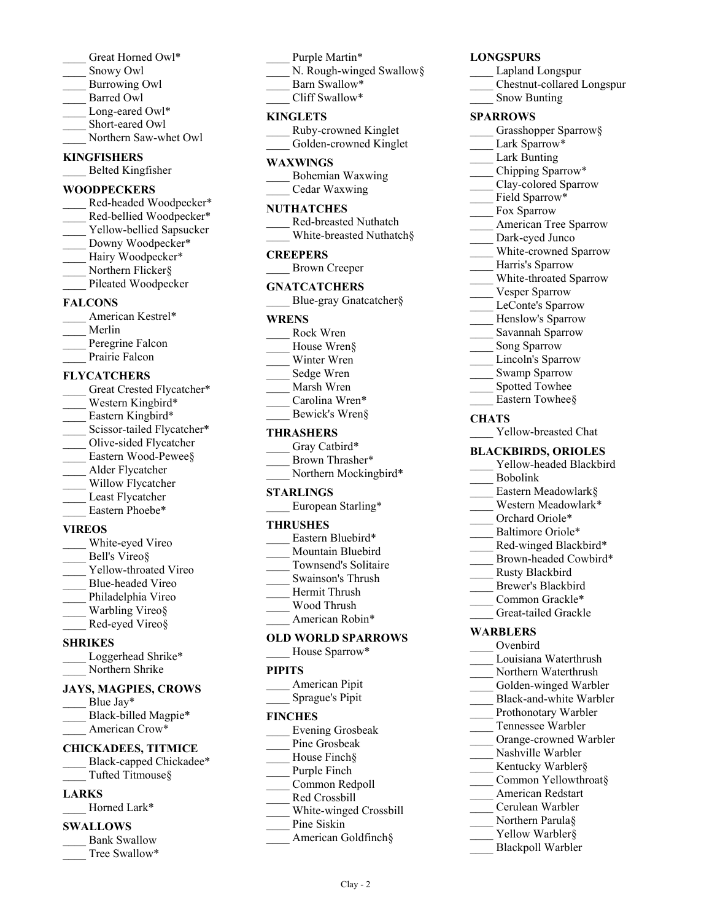____ Great Horned Owl*
____ Snowy Owl
____ Burrowing Owl
____ Barred Owl
____ Long-eared Owl*
____ Short-eared Owl
____ Northern Saw-whet Owl

**KINGFISHERS**

____ Belted Kingfisher

**WOODPECKERS**

____ Red-headed Woodpecker*
____ Red-bellied Woodpecker*
____ Yellow-bellied Sapsucker
____ Downy Woodpecker*
____ Hairy Woodpecker*
____ Northern Flicker§
____ Pileated Woodpecker

**FALCONS**

____ American Kestrel*
____ Merlin
____ Peregrine Falcon
____ Prairie Falcon

**FLYCATCHERS**

____ Great Crested Flycatcher*
____ Western Kingbird*
____ Eastern Kingbird*
____ Scissor-tailed Flycatcher*
____ Olive-sided Flycatcher
____ Eastern Wood-Pewee§
____ Alder Flycatcher
____ Willow Flycatcher
____ Least Flycatcher
____ Eastern Phoebe*

**VIREOS**

____ White-eyed Vireo
____ Bell's Vireo§
____ Yellow-throated Vireo
____ Blue-headed Vireo
____ Philadelphia Vireo
____ Warbling Vireo§
____ Red-eyed Vireo§

**SHRIKES**

____ Loggerhead Shrike*
____ Northern Shrike

**JAYS, MAGPIES, CROWS**

____ Blue Jay*
____ Black-billed Magpie*
____ American Crow*

**CHICKADEES, TITMICE**

____ Black-capped Chickadee*
____ Tufted Titmouse§

**LARKS**

____ Horned Lark*

**SWALLOWS**

____ Bank Swallow
____ Tree Swallow*
____ Purple Martin*
____ N. Rough-winged Swallow§
____ Barn Swallow*
____ Cliff Swallow*

**KINGLETS**

____ Ruby-crowned Kinglet
____ Golden-crowned Kinglet

**WAXWINGS**

____ Bohemian Waxwing
____ Cedar Waxwing

**NUTHATCHES**

____ Red-breasted Nuthatch
____ White-breasted Nuthatch§

**CREEPERS**

____ Brown Creeper

**GNATCATCHERS**

____ Blue-gray Gnatcatcher§

**WRENS**

____ Rock Wren
____ House Wren§
____ Winter Wren
____ Sedge Wren
____ Marsh Wren
____ Carolina Wren*
____ Bewick's Wren§

**THRASHERS**

____ Gray Catbird*
____ Brown Thrasher*
____ Northern Mockingbird*

**STARLINGS**

____ European Starling*

**THRUSHES**

____ Eastern Bluebird*
____ Mountain Bluebird
____ Townsend's Solitaire
____ Swainson's Thrush
____ Hermit Thrush
____ Wood Thrush
____ American Robin*

**OLD WORLD SPARROWS**

____ House Sparrow*

**PIPITS**

____ American Pipit
____ Sprague's Pipit

**FINCHES**

____ Evening Grosbeak
____ Pine Grosbeak
____ House Finch§
____ Purple Finch
____ Common Redpoll
____ Red Crossbill
____ White-winged Crossbill
____ Pine Siskin
____ American Goldfinch§

**LONGSPURS**

____ Lapland Longspur
____ Chestnut-collared Longspur
____ Snow Bunting

**SPARROWS**

____ Grasshopper Sparrow§
____ Lark Sparrow*
____ Lark Bunting
____ Chipping Sparrow*
____ Clay-colored Sparrow
____ Field Sparrow*
____ Fox Sparrow
____ American Tree Sparrow
____ Dark-eyed Junco
____ White-crowned Sparrow
____ Harris's Sparrow
____ White-throated Sparrow
____ Vesper Sparrow
____ LeConte's Sparrow
____ Henslow's Sparrow
____ Savannah Sparrow
____ Song Sparrow
____ Lincoln's Sparrow
____ Swamp Sparrow
____ Spotted Towhee
____ Eastern Towhee§

**CHATS**

____ Yellow-breasted Chat

**BLACKBIRDS, ORIOLES**

____ Yellow-headed Blackbird
____ Bobolink
____ Eastern Meadowlark§
____ Western Meadowlark*
____ Orchard Oriole*
____ Baltimore Oriole*
____ Red-winged Blackbird*
____ Brown-headed Cowbird*
____ Rusty Blackbird
____ Brewer's Blackbird
____ Common Grackle*
____ Great-tailed Grackle

**WARBLERS**

____ Ovenbird
____ Louisiana Waterthrush
____ Northern Waterthrush
____ Golden-winged Warbler
____ Black-and-white Warbler
____ Prothonotary Warbler
____ Tennessee Warbler
____ Orange-crowned Warbler
____ Nashville Warbler
____ Kentucky Warbler§
____ Common Yellowthroat§
____ American Redstart
____ Cerulean Warbler
____ Northern Parula§
____ Yellow Warbler§
____ Blackpoll Warbler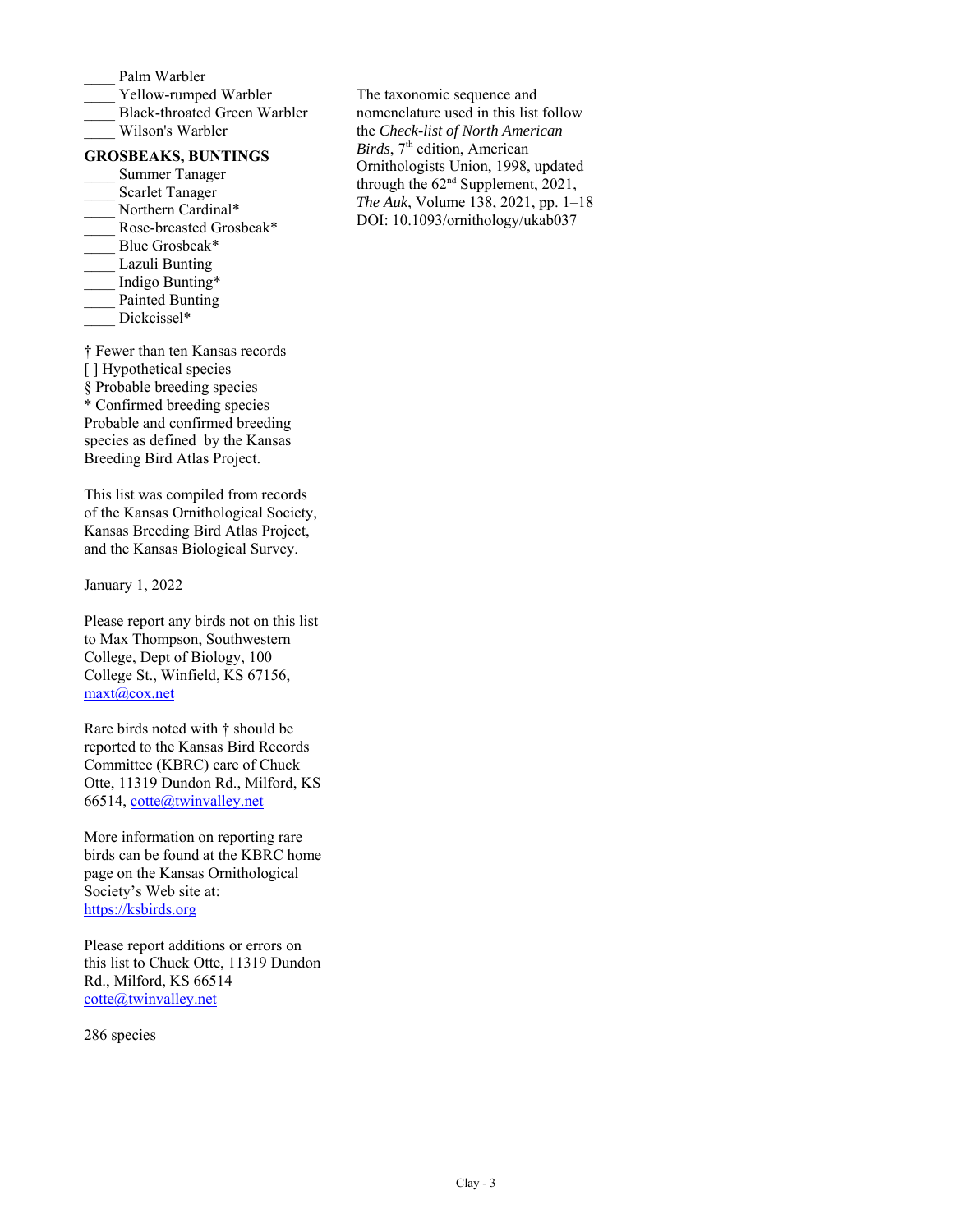____ Palm Warbler
____ Yellow-rumped Warbler
____ Black-throated Green Warbler
____ Wilson's Warbler

**GROSBEAKS, BUNTINGS**

____ Summer Tanager
____ Scarlet Tanager
____ Northern Cardinal*
____ Rose-breasted Grosbeak*
____ Blue Grosbeak*
____ Lazuli Bunting
____ Indigo Bunting*
____ Painted Bunting
____ Dickcissel*

† Fewer than ten Kansas records
[ ] Hypothetical species
§ Probable breeding species
* Confirmed breeding species
Probable and confirmed breeding species as defined by the Kansas Breeding Bird Atlas Project.

This list was compiled from records of the Kansas Ornithological Society, Kansas Breeding Bird Atlas Project, and the Kansas Biological Survey.

January 1, 2022

Please report any birds not on this list to Max Thompson, Southwestern College, Dept of Biology, 100 College St., Winfield, KS 67156, maxt@cox.net

Rare birds noted with † should be reported to the Kansas Bird Records Committee (KBRC) care of Chuck Otte, 11319 Dundon Rd., Milford, KS 66514, cotte@twinvalley.net

More information on reporting rare birds can be found at the KBRC home page on the Kansas Ornithological Society's Web site at: https://ksbirds.org

Please report additions or errors on this list to Chuck Otte, 11319 Dundon Rd., Milford, KS 66514 cotte@twinvalley.net

286 species

The taxonomic sequence and nomenclature used in this list follow the *Check-list of North American Birds*, 7th edition, American Ornithologists Union, 1998, updated through the 62nd Supplement, 2021, *The Auk*, Volume 138, 2021, pp. 1–18 DOI: 10.1093/ornithology/ukab037